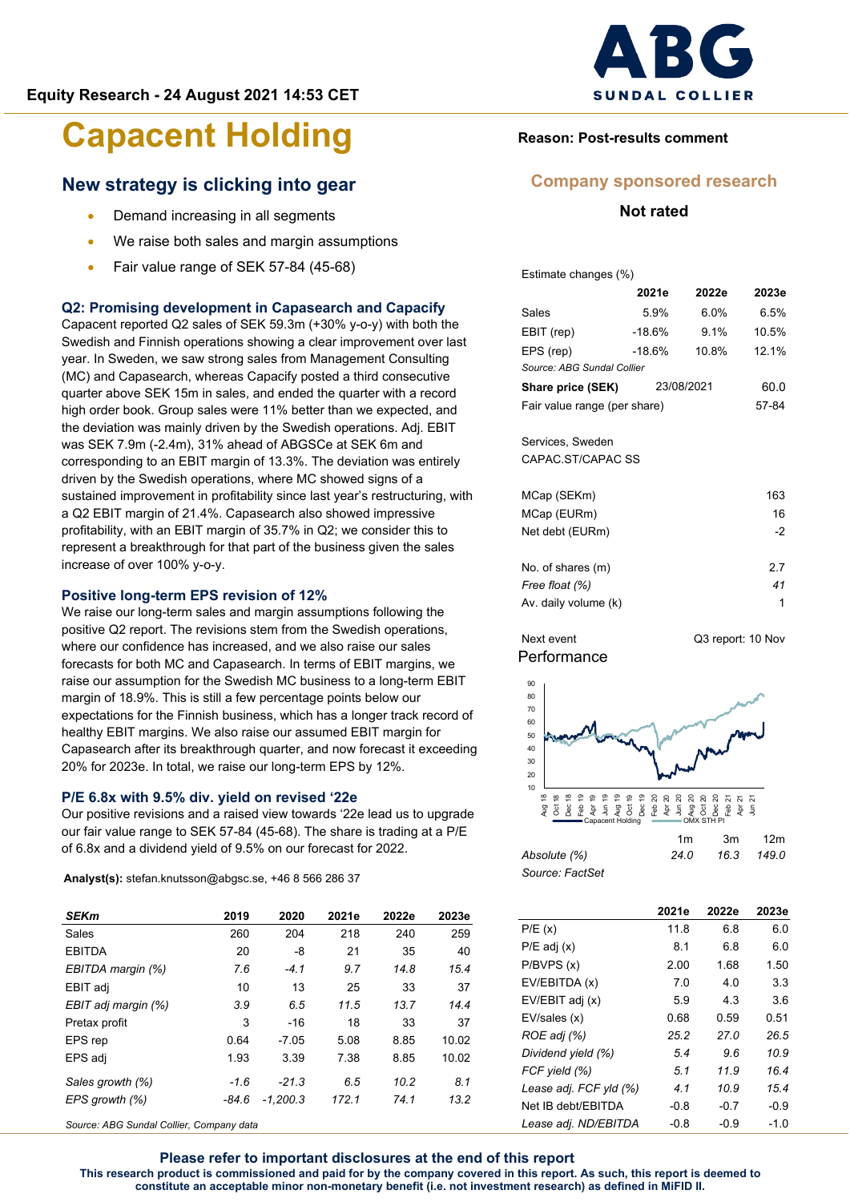Equity Research - 24 August 2021 14:53 CET

# Capacent Holding

## New strategy is clicking into gear

- Demand increasing in all segments
- We raise both sales and margin assumptions
- Fair value range of SEK 57-84 (45-68)

### Q2: Promising development in Capasearch and Capacify

Capacent reported Q2 sales of SEK 59.3m (+30% y-o-y) with both the Swedish and Finnish operations showing a clear improvement over last year. In Sweden, we saw strong sales from Management Consulting (MC) and Capasearch, whereas Capacify posted a third consecutive quarter above SEK 15m in sales, and ended the quarter with a record high order book. Group sales were 11% better than we expected, and the deviation was mainly driven by the Swedish operations. Adj. EBIT was SEK 7.9m (-2.4m), 31% ahead of ABGSCe at SEK 6m and corresponding to an EBIT margin of 13.3%. The deviation was entirely driven by the Swedish operations, where MC showed signs of a sustained improvement in profitability since last year's restructuring, with a Q2 EBIT margin of 21.4%. Capasearch also showed impressive profitability, with an EBIT margin of 35.7% in Q2; we consider this to represent a breakthrough for that part of the business given the sales increase of over 100% y-o-y.

### Positive long-term EPS revision of 12%

We raise our long-term sales and margin assumptions following the positive Q2 report. The revisions stem from the Swedish operations, where our confidence has increased, and we also raise our sales forecasts for both MC and Capasearch. In terms of EBIT margins, we raise our assumption for the Swedish MC business to a long-term EBIT margin of 18.9%. This is still a few percentage points below our expectations for the Finnish business, which has a longer track record of healthy EBIT margins. We also raise our assumed EBIT margin for Capasearch after its breakthrough quarter, and now forecast it exceeding 20% for 2023e. In total, we raise our long-term EPS by 12%.

### P/E 6.8x with 9.5% div. yield on revised '22e

Our positive revisions and a raised view towards '22e lead us to upgrade our fair value range to SEK 57-84 (45-68). The share is trading at a P/E of 6.8x and a dividend yield of 9.5% on our forecast for 2022.

**Analyst(s):** stefan.knutsson@abgsc.se, +46 8 566 286 37

| SEKm | 2019 | 2020 | 2021e | 2022e | 2023e |
|---|---|---|---|---|---|
| Sales | 260 | 204 | 218 | 240 | 259 |
| EBITDA | 20 | -8 | 21 | 35 | 40 |
| *EBITDA margin (%)* | *7.6* | *-4.1* | *9.7* | *14.8* | *15.4* |
| EBIT adj | 10 | 13 | 25 | 33 | 37 |
| *EBIT adj margin (%)* | *3.9* | *6.5* | *11.5* | *13.7* | *14.4* |
| Pretax profit | 3 | -16 | 18 | 33 | 37 |
| EPS rep | 0.64 | -7.05 | 5.08 | 8.85 | 10.02 |
| EPS adj | 1.93 | 3.39 | 7.38 | 8.85 | 10.02 |
| *Sales growth (%)* | *-1.6* | *-21.3* | *6.5* | *10.2* | *8.1* |
| *EPS growth (%)* | *-84.6* | *-1,200.3* | *172.1* | *74.1* | *13.2* |

Source: ABG Sundal Collier, Company data

**Reason: Post-results comment**

**Company sponsored research**

**Not rated**

Estimate changes (%)

| | 2021e | 2022e | 2023e |
|---|---|---|---|
| Sales | 5.9% | 6.0% | 6.5% |
| EBIT (rep) | -18.6% | 9.1% | 10.5% |
| EPS (rep) | -18.6% | 10.8% | 12.1% |

*Source: ABG Sundal Collier*

| | | |
|---|---|---|
| **Share price (SEK)** | 23/08/2021 | 60.0 |
| Fair value range (per share) | | 57-84 |

Services, Sweden
CAPAC.ST/CAPAC SS

| | |
|---|---|
| MCap (SEKm) | 163 |
| MCap (EURm) | 16 |
| Net debt (EURm) | -2 |
| No. of shares (m) | 2.7 |
| *Free float (%)* | *41* |
| Av. daily volume (k) | 1 |

Next event: Q3 report: 10 Nov

Performance

| | 1m | 3m | 12m |
|---|---|---|---|
| *Absolute (%)* | *24.0* | *16.3* | *149.0* |

*Source: FactSet*

| | 2021e | 2022e | 2023e |
|---|---|---|---|
| P/E (x) | 11.8 | 6.8 | 6.0 |
| P/E adj (x) | 8.1 | 6.8 | 6.0 |
| P/BVPS (x) | 2.00 | 1.68 | 1.50 |
| EV/EBITDA (x) | 7.0 | 4.0 | 3.3 |
| EV/EBIT adj (x) | 5.9 | 4.3 | 3.6 |
| EV/sales (x) | 0.68 | 0.59 | 0.51 |
| *ROE adj (%)* | *25.2* | *27.0* | *26.5* |
| *Dividend yield (%)* | *5.4* | *9.6* | *10.9* |
| *FCF yield (%)* | *5.1* | *11.9* | *16.4* |
| *Lease adj. FCF yld (%)* | *4.1* | *10.9* | *15.4* |
| Net IB debt/EBITDA | -0.8 | -0.7 | -0.9 |
| *Lease adj. ND/EBITDA* | *-0.8* | *-0.9* | *-1.0* |

**Please refer to important disclosures at the end of this report**

**This research product is commissioned and paid for by the company covered in this report. As such, this research report is deemed to constitute an acceptable minor non-monetary benefit (i.e. not investment research) as defined in MiFID II.**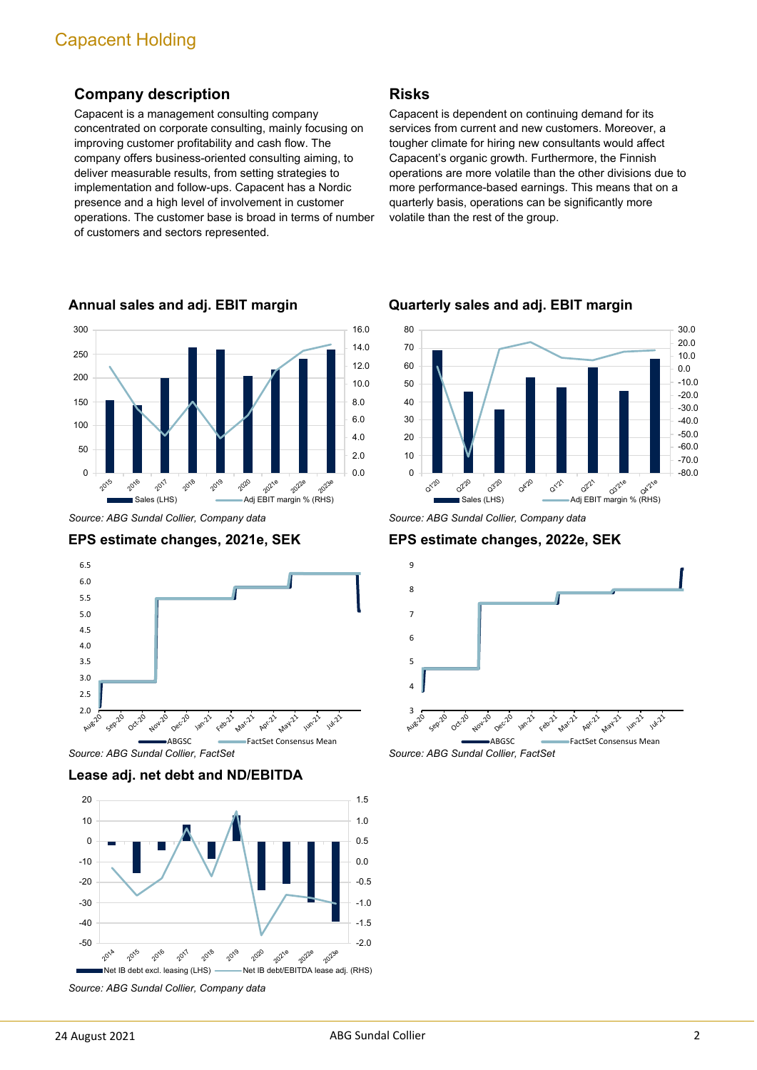## Company description

Capacent is a management consulting company concentrated on corporate consulting, mainly focusing on improving customer profitability and cash flow. The company offers business-oriented consulting aiming, to deliver measurable results, from setting strategies to implementation and follow-ups. Capacent has a Nordic presence and a high level of involvement in customer operations. The customer base is broad in terms of number of customers and sectors represented.

## Risks

Capacent is dependent on continuing demand for its services from current and new customers. Moreover, a tougher climate for hiring new consultants would affect Capacent's organic growth. Furthermore, the Finnish operations are more volatile than the other divisions due to more performance-based earnings. This means that on a quarterly basis, operations can be significantly more volatile than the rest of the group.

### Annual sales and adj. EBIT margin

*Source: ABG Sundal Collier, Company data*

### Quarterly sales and adj. EBIT margin

*Source: ABG Sundal Collier, Company data*

### EPS estimate changes, 2021e, SEK

*Source: ABG Sundal Collier, FactSet*

### EPS estimate changes, 2022e, SEK

*Source: ABG Sundal Collier, FactSet*

### Lease adj. net debt and ND/EBITDA

*Source: ABG Sundal Collier, Company data*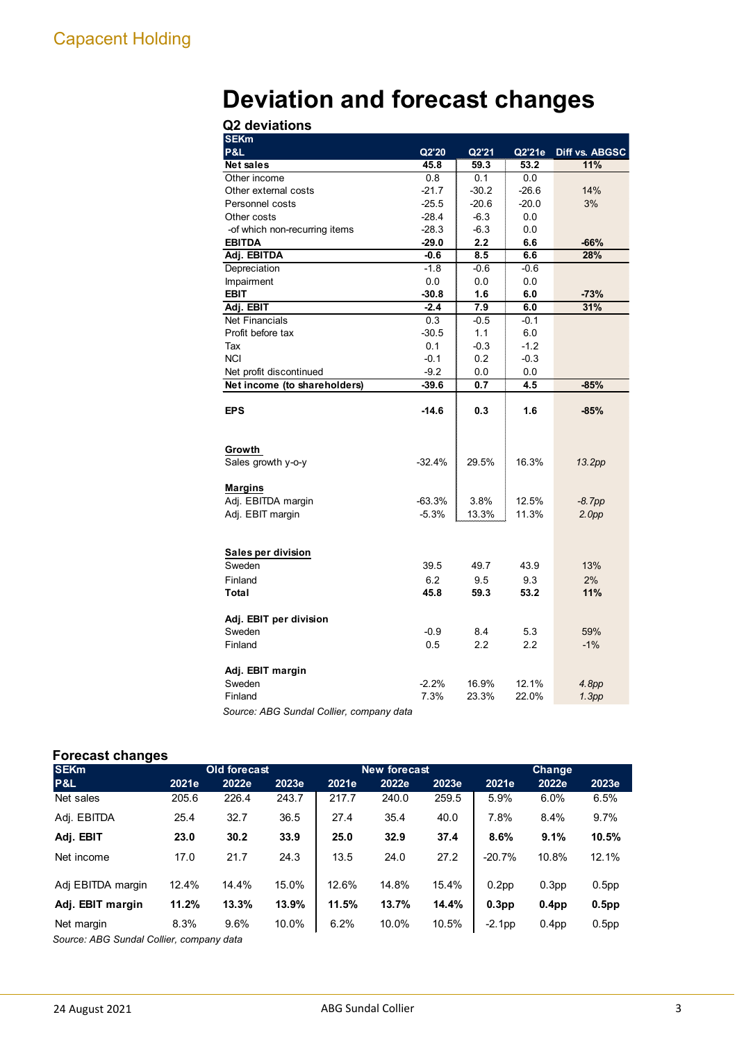# Deviation and forecast changes

### Q2 deviations

| SEKm P&L | Q2'20 | Q2'21 | Q2'21e | Diff vs. ABGSC |
|---|---|---|---|---|
| **Net sales** | **45.8** | **59.3** | **53.2** | **11%** |
| Other income | 0.8 | 0.1 | 0.0 | |
| Other external costs | -21.7 | -30.2 | -26.6 | 14% |
| Personnel costs | -25.5 | -20.6 | -20.0 | 3% |
| Other costs | -28.4 | -6.3 | 0.0 | |
| -of which non-recurring items | -28.3 | -6.3 | 0.0 | |
| **EBITDA** | **-29.0** | **2.2** | **6.6** | **-66%** |
| **Adj. EBITDA** | **-0.6** | **8.5** | **6.6** | **28%** |
| Depreciation | -1.8 | -0.6 | -0.6 | |
| Impairment | 0.0 | 0.0 | 0.0 | |
| **EBIT** | **-30.8** | **1.6** | **6.0** | **-73%** |
| **Adj. EBIT** | **-2.4** | **7.9** | **6.0** | **31%** |
| Net Financials | 0.3 | -0.5 | -0.1 | |
| Profit before tax | -30.5 | 1.1 | 6.0 | |
| Tax | 0.1 | -0.3 | -1.2 | |
| NCI | -0.1 | 0.2 | -0.3 | |
| Net profit discontinued | -9.2 | 0.0 | 0.0 | |
| **Net income (to shareholders)** | **-39.6** | **0.7** | **4.5** | **-85%** |
| | | | | |
| **EPS** | **-14.6** | **0.3** | **1.6** | **-85%** |
| | | | | |
| **Growth** | | | | |
| Sales growth y-o-y | -32.4% | 29.5% | 16.3% | *13.2pp* |
| | | | | |
| **Margins** | | | | |
| Adj. EBITDA margin | -63.3% | 3.8% | 12.5% | *-8.7pp* |
| Adj. EBIT margin | -5.3% | 13.3% | 11.3% | *2.0pp* |
| | | | | |
| **Sales per division** | | | | |
| Sweden | 39.5 | 49.7 | 43.9 | 13% |
| Finland | 6.2 | 9.5 | 9.3 | 2% |
| **Total** | **45.8** | **59.3** | **53.2** | **11%** |
| | | | | |
| **Adj. EBIT per division** | | | | |
| Sweden | -0.9 | 8.4 | 5.3 | 59% |
| Finland | 0.5 | 2.2 | 2.2 | -1% |
| | | | | |
| **Adj. EBIT margin** | | | | |
| Sweden | -2.2% | 16.9% | 12.1% | *4.8pp* |
| Finland | 7.3% | 23.3% | 22.0% | *1.3pp* |

*Source: ABG Sundal Collier, company data*

### Forecast changes

| SEKm | Old forecast | | | New forecast | | | Change | | |
|---|---|---|---|---|---|---|---|---|---|
| P&L | 2021e | 2022e | 2023e | 2021e | 2022e | 2023e | 2021e | 2022e | 2023e |
| Net sales | 205.6 | 226.4 | 243.7 | 217.7 | 240.0 | 259.5 | 5.9% | 6.0% | 6.5% |
| Adj. EBITDA | 25.4 | 32.7 | 36.5 | 27.4 | 35.4 | 40.0 | 7.8% | 8.4% | 9.7% |
| **Adj. EBIT** | **23.0** | **30.2** | **33.9** | **25.0** | **32.9** | **37.4** | **8.6%** | **9.1%** | **10.5%** |
| Net income | 17.0 | 21.7 | 24.3 | 13.5 | 24.0 | 27.2 | -20.7% | 10.8% | 12.1% |
| | | | | | | | | | |
| Adj EBITDA margin | 12.4% | 14.4% | 15.0% | 12.6% | 14.8% | 15.4% | 0.2pp | 0.3pp | 0.5pp |
| **Adj. EBIT margin** | **11.2%** | **13.3%** | **13.9%** | **11.5%** | **13.7%** | **14.4%** | **0.3pp** | **0.4pp** | **0.5pp** |
| Net margin | 8.3% | 9.6% | 10.0% | 6.2% | 10.0% | 10.5% | -2.1pp | 0.4pp | 0.5pp |

*Source: ABG Sundal Collier, company data*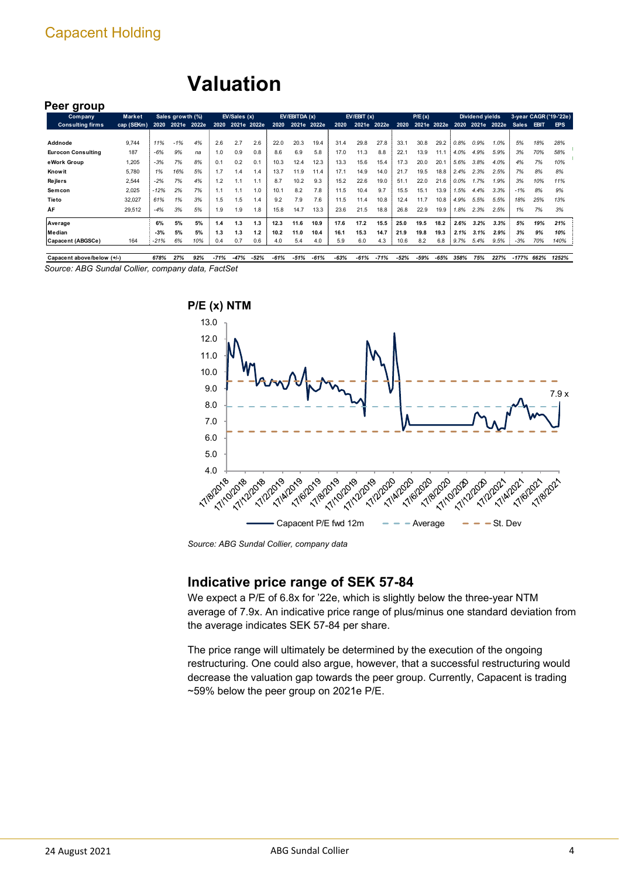# Valuation

## Peer group

| Company | Market | Sales growth (%) | | | EV/Sales (x) | | | EV/EBITDA (x) | | | EV/EBIT (x) | | | P/E (x) | | | Dividend yields | | | 3-year CAGR ('19-'22e) | | |
|---|---|---|---|---|---|---|---|---|---|---|---|---|---|---|---|---|---|---|---|---|---|---|
| Consulting firms | cap (SEKm) | 2020 | 2021e | 2022e | 2020 | 2021e | 2022e | 2020 | 2021e | 2022e | 2020 | 2021e | 2022e | 2020 | 2021e | 2022e | 2020 | 2021e | 2022e | Sales | EBIT | EPS |
| Addnode | 9,744 | 11% | -1% | 4% | 2.6 | 2.7 | 2.6 | 22.0 | 20.3 | 19.4 | 31.4 | 29.8 | 27.8 | 33.1 | 30.8 | 29.2 | 0.8% | 0.9% | 1.0% | 5% | 18% | 28% |
| Eurocon Consulting | 187 | -6% | 9% | na | 1.0 | 0.9 | 0.8 | 8.6 | 6.9 | 5.8 | 17.0 | 11.3 | 8.8 | 22.1 | 13.9 | 11.1 | 4.0% | 4.9% | 5.9% | 3% | 70% | 58% |
| eWork Group | 1,205 | -3% | 7% | 8% | 0.1 | 0.2 | 0.1 | 10.3 | 12.4 | 12.3 | 13.3 | 15.6 | 15.4 | 17.3 | 20.0 | 20.1 | 5.6% | 3.8% | 4.0% | 4% | 7% | 10% |
| Knowit | 5,780 | 1% | 16% | 5% | 1.7 | 1.4 | 1.4 | 13.7 | 11.9 | 11.4 | 17.1 | 14.9 | 14.0 | 21.7 | 19.5 | 18.8 | 2.4% | 2.3% | 2.5% | 7% | 8% | 8% |
| Rejlers | 2,544 | -2% | 7% | 4% | 1.2 | 1.1 | 1.1 | 8.7 | 10.2 | 9.3 | 15.2 | 22.6 | 19.0 | 51.1 | 22.0 | 21.6 | 0.0% | 1.7% | 1.9% | 3% | 10% | 11% |
| Semcon | 2,025 | -12% | 2% | 7% | 1.1 | 1.1 | 1.0 | 10.1 | 8.2 | 7.8 | 11.5 | 10.4 | 9.7 | 15.5 | 15.1 | 13.9 | 1.5% | 4.4% | 3.3% | -1% | 8% | 9% |
| Tieto | 32,027 | 61% | 1% | 3% | 1.5 | 1.5 | 1.4 | 9.2 | 7.9 | 7.6 | 11.5 | 11.4 | 10.8 | 12.4 | 11.7 | 10.8 | 4.9% | 5.5% | 5.5% | 18% | 25% | 13% |
| ÅF | 29,512 | -4% | 3% | 5% | 1.9 | 1.9 | 1.8 | 15.8 | 14.7 | 13.3 | 23.6 | 21.5 | 18.8 | 26.8 | 22.9 | 19.9 | 1.8% | 2.3% | 2.5% | 1% | 7% | 3% |
| **Average** | | **6%** | **5%** | **5%** | **1.4** | **1.3** | **1.3** | **12.3** | **11.6** | **10.9** | **17.6** | **17.2** | **15.5** | **25.0** | **19.5** | **18.2** | **2.6%** | **3.2%** | **3.3%** | **5%** | **19%** | **21%** |
| **Median** | | **-3%** | **5%** | **5%** | **1.3** | **1.3** | **1.2** | **10.2** | **11.0** | **10.4** | **16.1** | **15.3** | **14.7** | **21.9** | **19.8** | **19.3** | **2.1%** | **3.1%** | **2.9%** | **3%** | **9%** | **10%** |
| Capacent (ABGSCe) | 164 | -21% | 6% | 10% | 0.4 | 0.7 | 0.6 | 4.0 | 5.4 | 4.0 | 5.9 | 6.0 | 4.3 | 10.6 | 8.2 | 6.8 | 9.7% | 5.4% | 9.5% | -3% | 70% | 140% |
| Capacent above/below (+/-) | | 678% | 27% | 92% | -71% | -47% | -52% | -61% | -51% | -61% | -63% | -61% | -71% | -52% | -59% | -65% | 358% | 75% | 227% | -177% | 662% | 1252% |

Source: ABG Sundal Collier, company data, FactSet

**P/E (x) NTM**

Source: ABG Sundal Collier, company data

## Indicative price range of SEK 57-84

We expect a P/E of 6.8x for '22e, which is slightly below the three-year NTM average of 7.9x. An indicative price range of plus/minus one standard deviation from the average indicates SEK 57-84 per share.

The price range will ultimately be determined by the execution of the ongoing restructuring. One could also argue, however, that a successful restructuring would decrease the valuation gap towards the peer group. Currently, Capacent is trading ~59% below the peer group on 2021e P/E.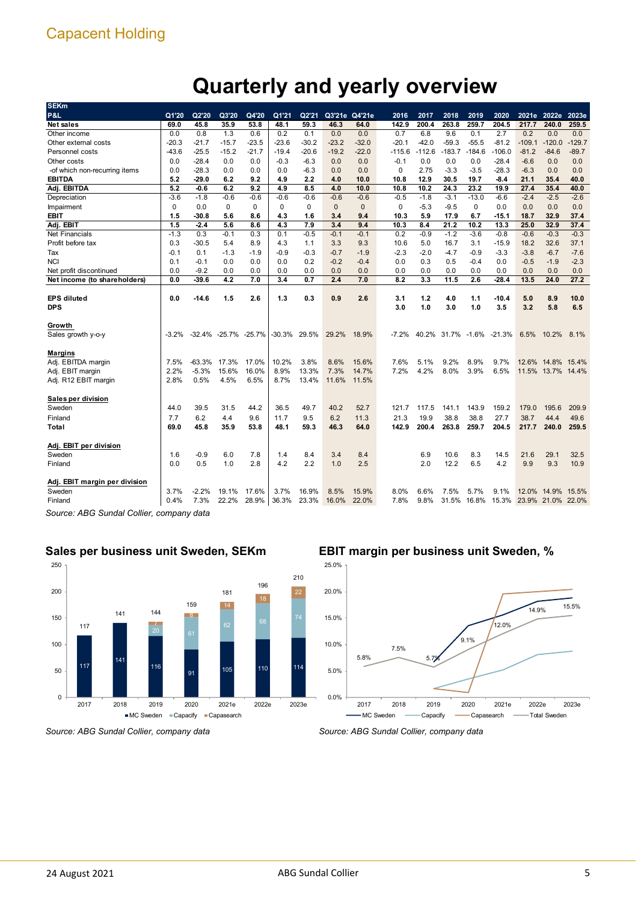# Quarterly and yearly overview

| SEKm P&L | Q1'20 | Q2'20 | Q3'20 | Q4'20 | Q1'21 | Q2'21 | Q3'21e | Q4'21e | 2016 | 2017 | 2018 | 2019 | 2020 | 2021e | 2022e | 2023e |
|---|---|---|---|---|---|---|---|---|---|---|---|---|---|---|---|---|
| **Net sales** | **69.0** | **45.8** | **35.9** | **53.8** | **48.1** | **59.3** | **46.3** | **64.0** | **142.9** | **200.4** | **263.8** | **259.7** | **204.5** | **217.7** | **240.0** | **259.5** |
| Other income | 0.0 | 0.8 | 1.3 | 0.6 | 0.2 | 0.1 | 0.0 | 0.0 | 0.7 | 6.8 | 9.6 | 0.1 | 2.7 | 0.2 | 0.0 | 0.0 |
| Other external costs | -20.3 | -21.7 | -15.7 | -23.5 | -23.6 | -30.2 | -23.2 | -32.0 | -20.1 | -42.0 | -59.3 | -55.5 | -81.2 | -109.1 | -120.0 | -129.7 |
| Personnel costs | -43.6 | -25.5 | -15.2 | -21.7 | -19.4 | -20.6 | -19.2 | -22.0 | -115.6 | -112.6 | -183.7 | -184.6 | -106.0 | -81.2 | -84.6 | -89.7 |
| Other costs | 0.0 | -28.4 | 0.0 | 0.0 | -0.3 | -6.3 | 0.0 | 0.0 | -0.1 | 0.0 | 0.0 | 0.0 | -28.4 | -6.6 | 0.0 | 0.0 |
| -of which non-recurring items | 0.0 | -28.3 | 0.0 | 0.0 | 0.0 | -6.3 | 0.0 | 0.0 | 0 | 2.75 | -3.3 | -3.5 | -28.3 | -6.3 | 0.0 | 0.0 |
| **EBITDA** | **5.2** | **-29.0** | **6.2** | **9.2** | **4.9** | **2.2** | **4.0** | **10.0** | **10.8** | **12.9** | **30.5** | **19.7** | **-8.4** | **21.1** | **35.4** | **40.0** |
| **Adj. EBITDA** | **5.2** | **-0.6** | **6.2** | **9.2** | **4.9** | **8.5** | **4.0** | **10.0** | **10.8** | **10.2** | **24.3** | **23.2** | **19.9** | **27.4** | **35.4** | **40.0** |
| Depreciation | -3.6 | -1.8 | -0.6 | -0.6 | -0.6 | -0.6 | -0.6 | -0.6 | -0.5 | -1.8 | -3.1 | -13.0 | -6.6 | -2.4 | -2.5 | -2.6 |
| Impairment | 0 | 0.0 | 0 | 0 | 0 | 0 | 0 | 0 | 0 | -5.3 | -9.5 | 0 | 0.0 | 0.0 | 0.0 | 0.0 |
| **EBIT** | **1.5** | **-30.8** | **5.6** | **8.6** | **4.3** | **1.6** | **3.4** | **9.4** | **10.3** | **5.9** | **17.9** | **6.7** | **-15.1** | **18.7** | **32.9** | **37.4** |
| **Adj. EBIT** | **1.5** | **-2.4** | **5.6** | **8.6** | **4.3** | **7.9** | **3.4** | **9.4** | **10.3** | **8.4** | **21.2** | **10.2** | **13.3** | **25.0** | **32.9** | **37.4** |
| Net Financials | -1.3 | 0.3 | -0.1 | 0.3 | 0.1 | -0.5 | -0.1 | -0.1 | 0.2 | -0.9 | -1.2 | -3.6 | -0.8 | -0.6 | -0.3 | -0.3 |
| Profit before tax | 0.3 | -30.5 | 5.4 | 8.9 | 4.3 | 1.1 | 3.3 | 9.3 | 10.6 | 5.0 | 16.7 | 3.1 | -15.9 | 18.2 | 32.6 | 37.1 |
| Tax | -0.1 | 0.1 | -1.3 | -1.9 | -0.9 | -0.3 | -0.7 | -1.9 | -2.3 | -2.0 | -4.7 | -0.9 | -3.3 | -3.8 | -6.7 | -7.6 |
| NCI | 0.1 | -0.1 | 0.0 | 0.0 | 0.0 | 0.2 | -0.2 | -0.4 | 0.0 | 0.3 | 0.5 | -0.4 | 0.0 | -0.5 | -1.9 | -2.3 |
| Net profit discontinued | 0.0 | -9.2 | 0.0 | 0.0 | 0.0 | 0.0 | 0.0 | 0.0 | 0.0 | 0.0 | 0.0 | 0.0 | 0.0 | 0.0 | 0.0 | 0.0 |
| **Net income (to shareholders)** | **0.0** | **-39.6** | **4.2** | **7.0** | **3.4** | **0.7** | **2.4** | **7.0** | **8.2** | **3.3** | **11.5** | **2.6** | **-28.4** | **13.5** | **24.0** | **27.2** |
| | | | | | | | | | | | | | | | | |
| **EPS diluted** | **0.0** | **-14.6** | **1.5** | **2.6** | **1.3** | **0.3** | **0.9** | **2.6** | **3.1** | **1.2** | **4.0** | **1.1** | **-10.4** | **5.0** | **8.9** | **10.0** |
| **DPS** | | | | | | | | | **3.0** | **1.0** | **3.0** | **1.0** | **3.5** | **3.2** | **5.8** | **6.5** |
| | | | | | | | | | | | | | | | | |
| **Growth** | | | | | | | | | | | | | | | | |
| Sales growth y-o-y | -3.2% | -32.4% | -25.7% | -25.7% | -30.3% | 29.5% | 29.2% | 18.9% | -7.2% | 40.2% | 31.7% | -1.6% | -21.3% | 6.5% | 10.2% | 8.1% |
| | | | | | | | | | | | | | | | | |
| **Margins** | | | | | | | | | | | | | | | | |
| Adj. EBITDA margin | 7.5% | -63.3% | 17.3% | 17.0% | 10.2% | 3.8% | 8.6% | 15.6% | 7.6% | 5.1% | 9.2% | 8.9% | 9.7% | 12.6% | 14.8% | 15.4% |
| Adj. EBIT margin | 2.2% | -5.3% | 15.6% | 16.0% | 8.9% | 13.3% | 7.3% | 14.7% | 7.2% | 4.2% | 8.0% | 3.9% | 6.5% | 11.5% | 13.7% | 14.4% |
| Adj. R12 EBIT margin | 2.8% | 0.5% | 4.5% | 6.5% | 8.7% | 13.4% | 11.6% | 11.5% | | | | | | | | |
| | | | | | | | | | | | | | | | | |
| **Sales per division** | | | | | | | | | | | | | | | | |
| Sweden | 44.0 | 39.5 | 31.5 | 44.2 | 36.5 | 49.7 | 40.2 | 52.7 | 121.7 | 117.5 | 141.1 | 143.9 | 159.2 | 179.0 | 195.6 | 209.9 |
| Finland | 7.7 | 6.2 | 4.4 | 9.6 | 11.7 | 9.5 | 6.2 | 11.3 | 21.3 | 19.9 | 38.8 | 38.8 | 27.7 | 38.7 | 44.4 | 49.6 |
| **Total** | **69.0** | **45.8** | **35.9** | **53.8** | **48.1** | **59.3** | **46.3** | **64.0** | **142.9** | **200.4** | **263.8** | **259.7** | **204.5** | **217.7** | **240.0** | **259.5** |
| | | | | | | | | | | | | | | | | |
| **Adj. EBIT per division** | | | | | | | | | | | | | | | | |
| Sweden | 1.6 | -0.9 | 6.0 | 7.8 | 1.4 | 8.4 | 3.4 | 8.4 | | 6.9 | 10.6 | 8.3 | 14.5 | 21.6 | 29.1 | 32.5 |
| Finland | 0.0 | 0.5 | 1.0 | 2.8 | 4.2 | 2.2 | 1.0 | 2.5 | | 2.0 | 12.2 | 6.5 | 4.2 | 9.9 | 9.3 | 10.9 |
| | | | | | | | | | | | | | | | | |
| **Adj. EBIT margin per division** | | | | | | | | | | | | | | | | |
| Sweden | 3.7% | -2.2% | 19.1% | 17.6% | 3.7% | 16.9% | 8.5% | 15.9% | 8.0% | 6.6% | 7.5% | 5.7% | 9.1% | 12.0% | 14.9% | 15.5% |
| Finland | 0.4% | 7.3% | 22.2% | 28.9% | 36.3% | 23.3% | 16.0% | 22.0% | 7.8% | 9.8% | 31.5% | 16.8% | 15.3% | 23.9% | 21.0% | 22.0% |

*Source: ABG Sundal Collier, company data*

## Sales per business unit Sweden, SEKm

*Source: ABG Sundal Collier, company data*

## EBIT margin per business unit Sweden, %

*Source: ABG Sundal Collier, company data*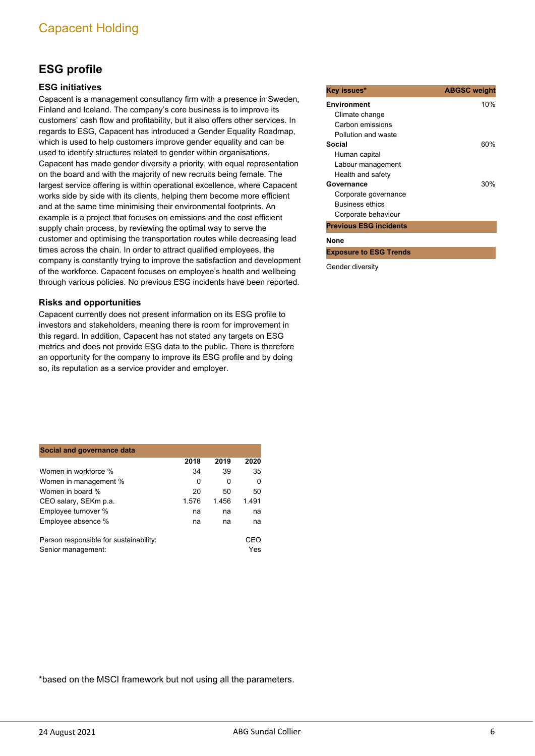## ESG profile

### ESG initiatives

Capacent is a management consultancy firm with a presence in Sweden, Finland and Iceland. The company's core business is to improve its customers' cash flow and profitability, but it also offers other services. In regards to ESG, Capacent has introduced a Gender Equality Roadmap, which is used to help customers improve gender equality and can be used to identify structures related to gender within organisations. Capacent has made gender diversity a priority, with equal representation on the board and with the majority of new recruits being female. The largest service offering is within operational excellence, where Capacent works side by side with its clients, helping them become more efficient and at the same time minimising their environmental footprints. An example is a project that focuses on emissions and the cost efficient supply chain process, by reviewing the optimal way to serve the customer and optimising the transportation routes while decreasing lead times across the chain. In order to attract qualified employees, the company is constantly trying to improve the satisfaction and development of the workforce. Capacent focuses on employee's health and wellbeing through various policies. No previous ESG incidents have been reported.

### Risks and opportunities

Capacent currently does not present information on its ESG profile to investors and stakeholders, meaning there is room for improvement in this regard. In addition, Capacent has not stated any targets on ESG metrics and does not provide ESG data to the public. There is therefore an opportunity for the company to improve its ESG profile and by doing so, its reputation as a service provider and employer.

| Key issues* | ABGSC weight |
|---|---|
| **Environment** | 10% |
| Climate change | |
| Carbon emissions | |
| Pollution and waste | |
| **Social** | 60% |
| Human capital | |
| Labour management | |
| Health and safety | |
| **Governance** | 30% |
| Corporate governance | |
| Business ethics | |
| Corporate behaviour | |

**Previous ESG incidents**

**None**

**Exposure to ESG Trends**

Gender diversity

| Social and governance data | 2018 | 2019 | 2020 |
|---|---|---|---|
| Women in workforce % | 34 | 39 | 35 |
| Women in management % | 0 | 0 | 0 |
| Women in board % | 20 | 50 | 50 |
| CEO salary, SEKm p.a. | 1.576 | 1.456 | 1.491 |
| Employee turnover % | na | na | na |
| Employee absence % | na | na | na |
| | | | |
| Person responsible for sustainability: | | | CEO |
| Senior management: | | | Yes |

*based on the MSCI framework but not using all the parameters.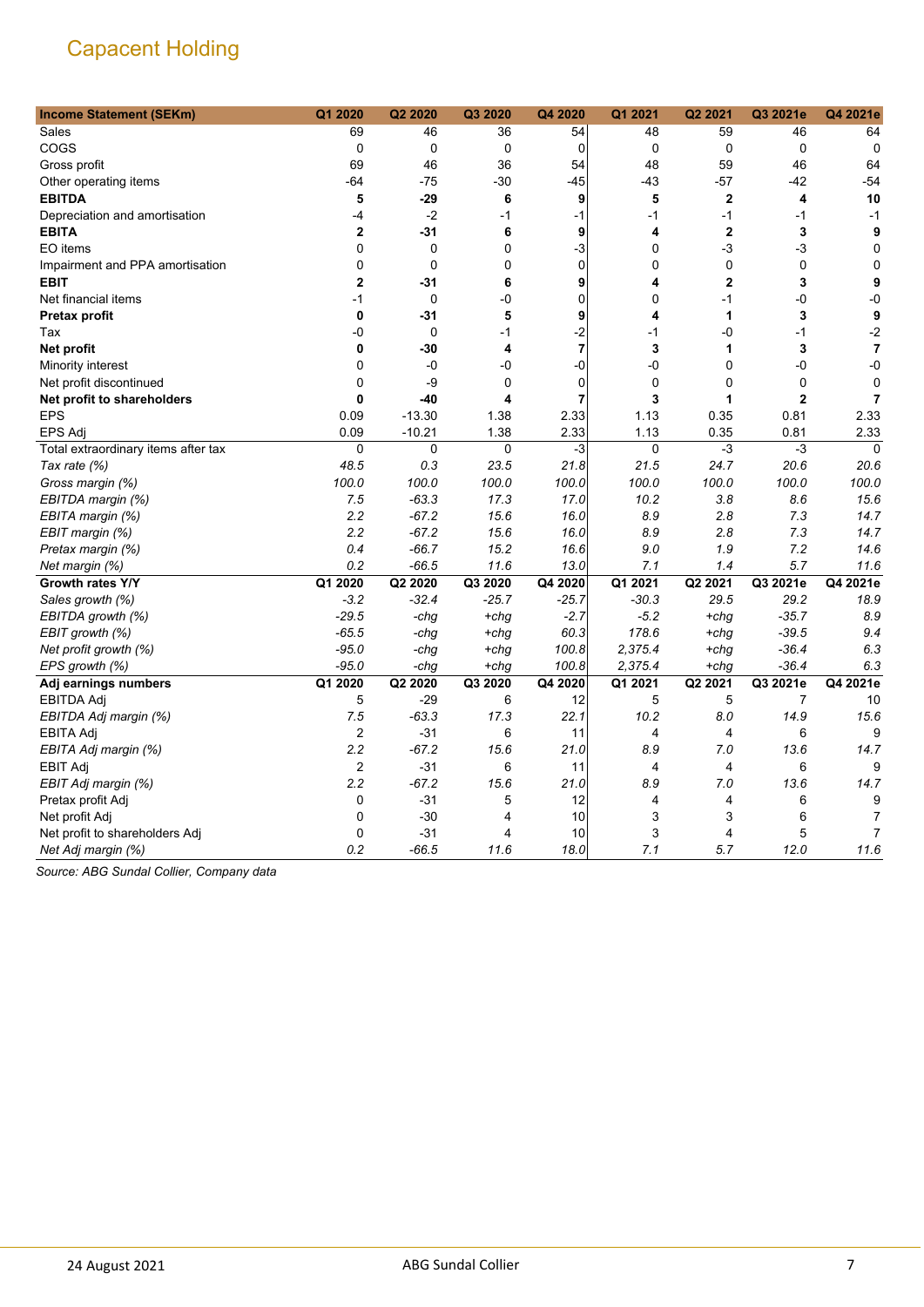## Capacent Holding

| Income Statement (SEKm) | Q1 2020 | Q2 2020 | Q3 2020 | Q4 2020 | Q1 2021 | Q2 2021 | Q3 2021e | Q4 2021e |
|---|---|---|---|---|---|---|---|---|
| Sales | 69 | 46 | 36 | 54 | 48 | 59 | 46 | 64 |
| COGS | 0 | 0 | 0 | 0 | 0 | 0 | 0 | 0 |
| Gross profit | 69 | 46 | 36 | 54 | 48 | 59 | 46 | 64 |
| Other operating items | -64 | -75 | -30 | -45 | -43 | -57 | -42 | -54 |
| **EBITDA** | **5** | **-29** | **6** | **9** | **5** | **2** | **4** | **10** |
| Depreciation and amortisation | -4 | -2 | -1 | -1 | -1 | -1 | -1 | -1 |
| **EBITA** | **2** | **-31** | **6** | **9** | **4** | **2** | **3** | **9** |
| EO items | 0 | 0 | 0 | -3 | 0 | -3 | -3 | 0 |
| Impairment and PPA amortisation | 0 | 0 | 0 | 0 | 0 | 0 | 0 | 0 |
| **EBIT** | **2** | **-31** | **6** | **9** | **4** | **2** | **3** | **9** |
| Net financial items | -1 | 0 | -0 | 0 | 0 | -1 | -0 | -0 |
| **Pretax profit** | **0** | **-31** | **5** | **9** | **4** | **1** | **3** | **9** |
| Tax | -0 | 0 | -1 | -2 | -1 | -0 | -1 | -2 |
| **Net profit** | **0** | **-30** | **4** | **7** | **3** | **1** | **3** | **7** |
| Minority interest | 0 | -0 | -0 | -0 | -0 | 0 | -0 | -0 |
| Net profit discontinued | 0 | -9 | 0 | 0 | 0 | 0 | 0 | 0 |
| **Net profit to shareholders** | **0** | **-40** | **4** | **7** | **3** | **1** | **2** | **7** |
| EPS | 0.09 | -13.30 | 1.38 | 2.33 | 1.13 | 0.35 | 0.81 | 2.33 |
| EPS Adj | 0.09 | -10.21 | 1.38 | 2.33 | 1.13 | 0.35 | 0.81 | 2.33 |
| Total extraordinary items after tax | 0 | 0 | 0 | -3 | 0 | -3 | -3 | 0 |
| *Tax rate (%)* | *48.5* | *0.3* | *23.5* | *21.8* | *21.5* | *24.7* | *20.6* | *20.6* |
| *Gross margin (%)* | *100.0* | *100.0* | *100.0* | *100.0* | *100.0* | *100.0* | *100.0* | *100.0* |
| *EBITDA margin (%)* | *7.5* | *-63.3* | *17.3* | *17.0* | *10.2* | *3.8* | *8.6* | *15.6* |
| *EBITA margin (%)* | *2.2* | *-67.2* | *15.6* | *16.0* | *8.9* | *2.8* | *7.3* | *14.7* |
| *EBIT margin (%)* | *2.2* | *-67.2* | *15.6* | *16.0* | *8.9* | *2.8* | *7.3* | *14.7* |
| *Pretax margin (%)* | *0.4* | *-66.7* | *15.2* | *16.6* | *9.0* | *1.9* | *7.2* | *14.6* |
| *Net margin (%)* | *0.2* | *-66.5* | *11.6* | *13.0* | *7.1* | *1.4* | *5.7* | *11.6* |
| **Growth rates Y/Y** | **Q1 2020** | **Q2 2020** | **Q3 2020** | **Q4 2020** | **Q1 2021** | **Q2 2021** | **Q3 2021e** | **Q4 2021e** |
| *Sales growth (%)* | *-3.2* | *-32.4* | *-25.7* | *-25.7* | *-30.3* | *29.5* | *29.2* | *18.9* |
| *EBITDA growth (%)* | *-29.5* | *-chg* | *+chg* | *-2.7* | *-5.2* | *+chg* | *-35.7* | *8.9* |
| *EBIT growth (%)* | *-65.5* | *-chg* | *+chg* | *60.3* | *178.6* | *+chg* | *-39.5* | *9.4* |
| *Net profit growth (%)* | *-95.0* | *-chg* | *+chg* | *100.8* | *2,375.4* | *+chg* | *-36.4* | *6.3* |
| *EPS growth (%)* | *-95.0* | *-chg* | *+chg* | *100.8* | *2,375.4* | *+chg* | *-36.4* | *6.3* |
| **Adj earnings numbers** | **Q1 2020** | **Q2 2020** | **Q3 2020** | **Q4 2020** | **Q1 2021** | **Q2 2021** | **Q3 2021e** | **Q4 2021e** |
| EBITDA Adj | 5 | -29 | 6 | 12 | 5 | 5 | 7 | 10 |
| *EBITDA Adj margin (%)* | *7.5* | *-63.3* | *17.3* | *22.1* | *10.2* | *8.0* | *14.9* | *15.6* |
| EBITA Adj | 2 | -31 | 6 | 11 | 4 | 4 | 6 | 9 |
| *EBITA Adj margin (%)* | *2.2* | *-67.2* | *15.6* | *21.0* | *8.9* | *7.0* | *13.6* | *14.7* |
| EBIT Adj | 2 | -31 | 6 | 11 | 4 | 4 | 6 | 9 |
| *EBIT Adj margin (%)* | *2.2* | *-67.2* | *15.6* | *21.0* | *8.9* | *7.0* | *13.6* | *14.7* |
| Pretax profit Adj | 0 | -31 | 5 | 12 | 4 | 4 | 6 | 9 |
| Net profit Adj | 0 | -30 | 4 | 10 | 3 | 3 | 6 | 7 |
| Net profit to shareholders Adj | 0 | -31 | 4 | 10 | 3 | 4 | 5 | 7 |
| *Net Adj margin (%)* | *0.2* | *-66.5* | *11.6* | *18.0* | *7.1* | *5.7* | *12.0* | *11.6* |

*Source: ABG Sundal Collier, Company data*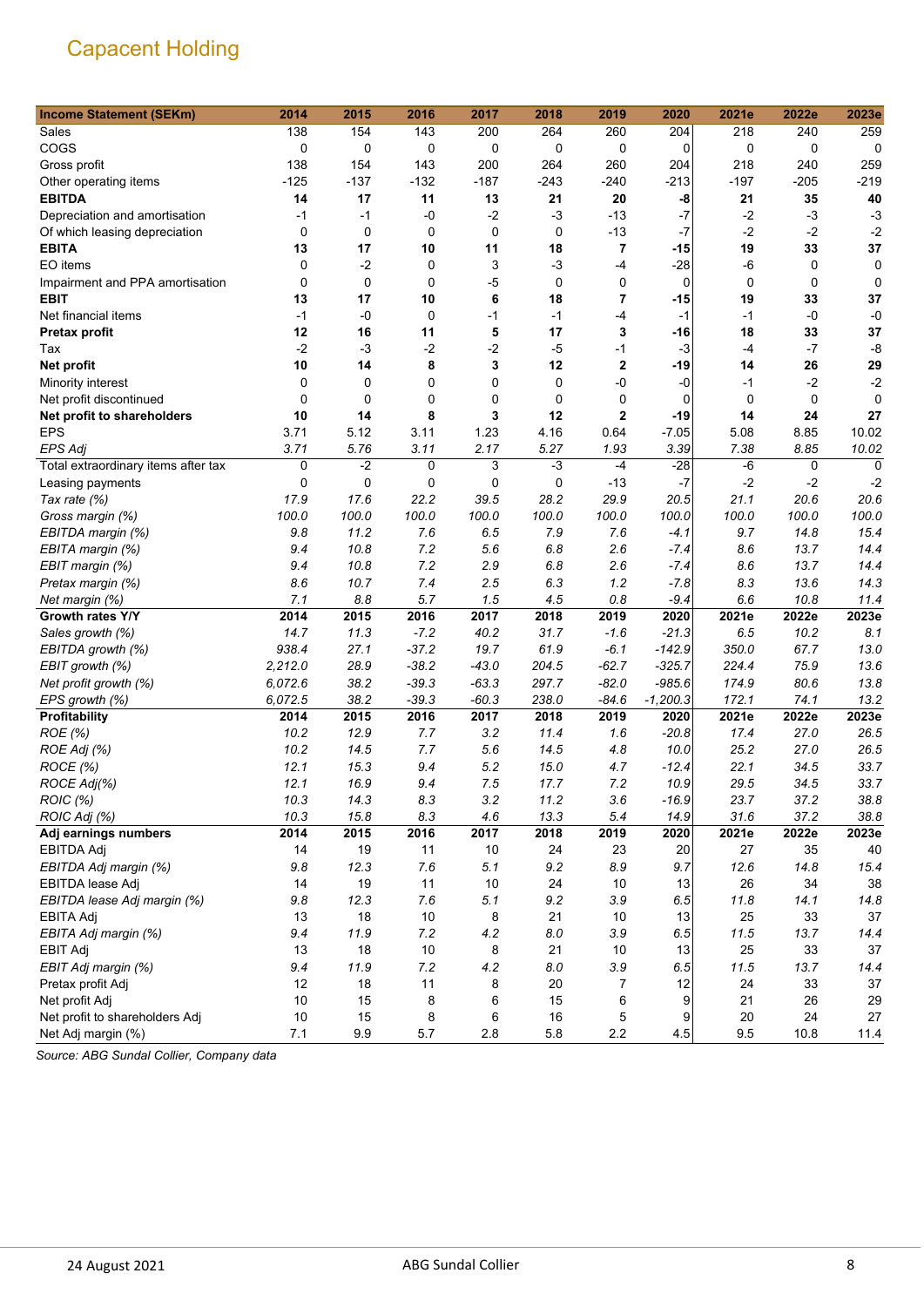# Capacent Holding

| Income Statement (SEKm) | 2014 | 2015 | 2016 | 2017 | 2018 | 2019 | 2020 | 2021e | 2022e | 2023e |
|---|---|---|---|---|---|---|---|---|---|---|
| Sales | 138 | 154 | 143 | 200 | 264 | 260 | 204 | 218 | 240 | 259 |
| COGS | 0 | 0 | 0 | 0 | 0 | 0 | 0 | 0 | 0 | 0 |
| Gross profit | 138 | 154 | 143 | 200 | 264 | 260 | 204 | 218 | 240 | 259 |
| Other operating items | -125 | -137 | -132 | -187 | -243 | -240 | -213 | -197 | -205 | -219 |
| **EBITDA** | **14** | **17** | **11** | **13** | **21** | **20** | **-8** | **21** | **35** | **40** |
| Depreciation and amortisation | -1 | -1 | -0 | -2 | -3 | -13 | -7 | -2 | -3 | -3 |
| Of which leasing depreciation | 0 | 0 | 0 | 0 | 0 | -13 | -7 | -2 | -2 | -2 |
| **EBITA** | **13** | **17** | **10** | **11** | **18** | **7** | **-15** | **19** | **33** | **37** |
| EO items | 0 | -2 | 0 | 3 | -3 | -4 | -28 | -6 | 0 | 0 |
| Impairment and PPA amortisation | 0 | 0 | 0 | -5 | 0 | 0 | 0 | 0 | 0 | 0 |
| **EBIT** | **13** | **17** | **10** | **6** | **18** | **7** | **-15** | **19** | **33** | **37** |
| Net financial items | -1 | -0 | 0 | -1 | -1 | -4 | -1 | -1 | -0 | -0 |
| **Pretax profit** | **12** | **16** | **11** | **5** | **17** | **3** | **-16** | **18** | **33** | **37** |
| Tax | -2 | -3 | -2 | -2 | -5 | -1 | -3 | -4 | -7 | -8 |
| **Net profit** | **10** | **14** | **8** | **3** | **12** | **2** | **-19** | **14** | **26** | **29** |
| Minority interest | 0 | 0 | 0 | 0 | 0 | -0 | -0 | -1 | -2 | -2 |
| Net profit discontinued | 0 | 0 | 0 | 0 | 0 | 0 | 0 | 0 | 0 | 0 |
| **Net profit to shareholders** | **10** | **14** | **8** | **3** | **12** | **2** | **-19** | **14** | **24** | **27** |
| EPS | 3.71 | 5.12 | 3.11 | 1.23 | 4.16 | 0.64 | -7.05 | 5.08 | 8.85 | 10.02 |
| *EPS Adj* | *3.71* | *5.76* | *3.11* | *2.17* | *5.27* | *1.93* | *3.39* | *7.38* | *8.85* | *10.02* |
| Total extraordinary items after tax | 0 | -2 | 0 | 3 | -3 | -4 | -28 | -6 | 0 | 0 |
| Leasing payments | 0 | 0 | 0 | 0 | 0 | -13 | -7 | -2 | -2 | -2 |
| *Tax rate (%)* | *17.9* | *17.6* | *22.2* | *39.5* | *28.2* | *29.9* | *20.5* | *21.1* | *20.6* | *20.6* |
| *Gross margin (%)* | *100.0* | *100.0* | *100.0* | *100.0* | *100.0* | *100.0* | *100.0* | *100.0* | *100.0* | *100.0* |
| *EBITDA margin (%)* | *9.8* | *11.2* | *7.6* | *6.5* | *7.9* | *7.6* | *-4.1* | *9.7* | *14.8* | *15.4* |
| *EBITA margin (%)* | *9.4* | *10.8* | *7.2* | *5.6* | *6.8* | *2.6* | *-7.4* | *8.6* | *13.7* | *14.4* |
| *EBIT margin (%)* | *9.4* | *10.8* | *7.2* | *2.9* | *6.8* | *2.6* | *-7.4* | *8.6* | *13.7* | *14.4* |
| *Pretax margin (%)* | *8.6* | *10.7* | *7.4* | *2.5* | *6.3* | *1.2* | *-7.8* | *8.3* | *13.6* | *14.3* |
| *Net margin (%)* | *7.1* | *8.8* | *5.7* | *1.5* | *4.5* | *0.8* | *-9.4* | *6.6* | *10.8* | *11.4* |
| **Growth rates Y/Y** | **2014** | **2015** | **2016** | **2017** | **2018** | **2019** | **2020** | **2021e** | **2022e** | **2023e** |
| *Sales growth (%)* | *14.7* | *11.3* | *-7.2* | *40.2* | *31.7* | *-1.6* | *-21.3* | *6.5* | *10.2* | *8.1* |
| *EBITDA growth (%)* | *938.4* | *27.1* | *-37.2* | *19.7* | *61.9* | *-6.1* | *-142.9* | *350.0* | *67.7* | *13.0* |
| *EBIT growth (%)* | *2,212.0* | *28.9* | *-38.2* | *-43.0* | *204.5* | *-62.7* | *-325.7* | *224.4* | *75.9* | *13.6* |
| *Net profit growth (%)* | *6,072.6* | *38.2* | *-39.3* | *-63.3* | *297.7* | *-82.0* | *-985.6* | *174.9* | *80.6* | *13.8* |
| *EPS growth (%)* | *6,072.5* | *38.2* | *-39.3* | *-60.3* | *238.0* | *-84.6* | *-1,200.3* | *172.1* | *74.1* | *13.2* |
| **Profitability** | **2014** | **2015** | **2016** | **2017** | **2018** | **2019** | **2020** | **2021e** | **2022e** | **2023e** |
| *ROE (%)* | *10.2* | *12.9* | *7.7* | *3.2* | *11.4* | *1.6* | *-20.8* | *17.4* | *27.0* | *26.5* |
| *ROE Adj (%)* | *10.2* | *14.5* | *7.7* | *5.6* | *14.5* | *4.8* | *10.0* | *25.2* | *27.0* | *26.5* |
| *ROCE (%)* | *12.1* | *15.3* | *9.4* | *5.2* | *15.0* | *4.7* | *-12.4* | *22.1* | *34.5* | *33.7* |
| *ROCE Adj(%)* | *12.1* | *16.9* | *9.4* | *7.5* | *17.7* | *7.2* | *10.9* | *29.5* | *34.5* | *33.7* |
| *ROIC (%)* | *10.3* | *14.3* | *8.3* | *3.2* | *11.2* | *3.6* | *-16.9* | *23.7* | *37.2* | *38.8* |
| *ROIC Adj (%)* | *10.3* | *15.8* | *8.3* | *4.6* | *13.3* | *5.4* | *14.9* | *31.6* | *37.2* | *38.8* |
| **Adj earnings numbers** | **2014** | **2015** | **2016** | **2017** | **2018** | **2019** | **2020** | **2021e** | **2022e** | **2023e** |
| EBITDA Adj | 14 | 19 | 11 | 10 | 24 | 23 | 20 | 27 | 35 | 40 |
| *EBITDA Adj margin (%)* | *9.8* | *12.3* | *7.6* | *5.1* | *9.2* | *8.9* | *9.7* | *12.6* | *14.8* | *15.4* |
| EBITDA lease Adj | 14 | 19 | 11 | 10 | 24 | 10 | 13 | 26 | 34 | 38 |
| *EBITDA lease Adj margin (%)* | *9.8* | *12.3* | *7.6* | *5.1* | *9.2* | *3.9* | *6.5* | *11.8* | *14.1* | *14.8* |
| EBITA Adj | 13 | 18 | 10 | 8 | 21 | 10 | 13 | 25 | 33 | 37 |
| *EBITA Adj margin (%)* | *9.4* | *11.9* | *7.2* | *4.2* | *8.0* | *3.9* | *6.5* | *11.5* | *13.7* | *14.4* |
| EBIT Adj | 13 | 18 | 10 | 8 | 21 | 10 | 13 | 25 | 33 | 37 |
| *EBIT Adj margin (%)* | *9.4* | *11.9* | *7.2* | *4.2* | *8.0* | *3.9* | *6.5* | *11.5* | *13.7* | *14.4* |
| Pretax profit Adj | 12 | 18 | 11 | 8 | 20 | 7 | 12 | 24 | 33 | 37 |
| Net profit Adj | 10 | 15 | 8 | 6 | 15 | 6 | 9 | 21 | 26 | 29 |
| Net profit to shareholders Adj | 10 | 15 | 8 | 6 | 16 | 5 | 9 | 20 | 24 | 27 |
| Net Adj margin (%) | 7.1 | 9.9 | 5.7 | 2.8 | 5.8 | 2.2 | 4.5 | 9.5 | 10.8 | 11.4 |

*Source: ABG Sundal Collier, Company data*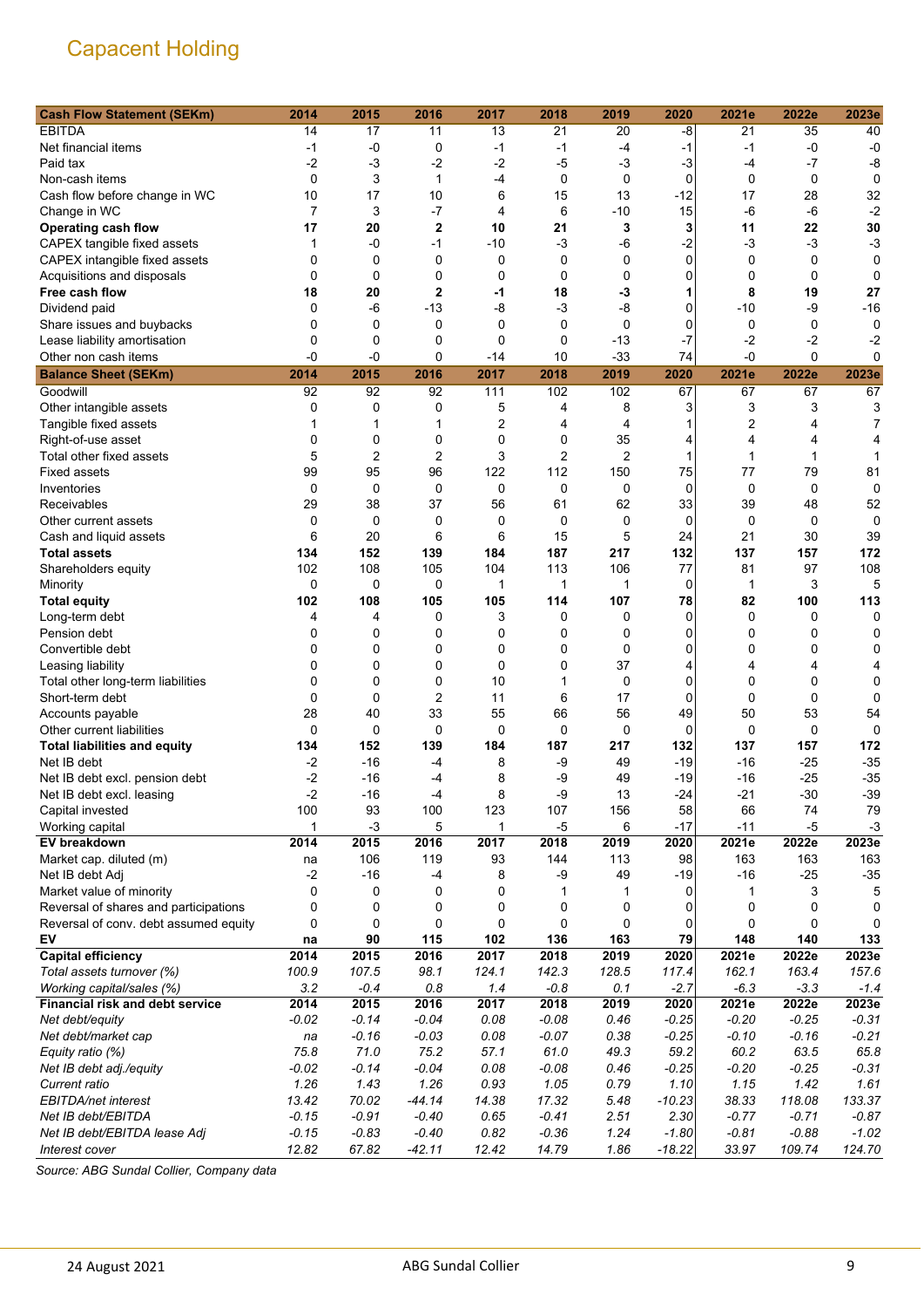## Capacent Holding

| Cash Flow Statement (SEKm) | 2014 | 2015 | 2016 | 2017 | 2018 | 2019 | 2020 | 2021e | 2022e | 2023e |
|---|---|---|---|---|---|---|---|---|---|---|
| EBITDA | 14 | 17 | 11 | 13 | 21 | 20 | -8 | 21 | 35 | 40 |
| Net financial items | -1 | -0 | 0 | -1 | -1 | -4 | -1 | -1 | -0 | -0 |
| Paid tax | -2 | -3 | -2 | -2 | -5 | -3 | -3 | -4 | -7 | -8 |
| Non-cash items | 0 | 3 | 1 | -4 | 0 | 0 | 0 | 0 | 0 | 0 |
| Cash flow before change in WC | 10 | 17 | 10 | 6 | 15 | 13 | -12 | 17 | 28 | 32 |
| Change in WC | 7 | 3 | -7 | 4 | 6 | -10 | 15 | -6 | -6 | -2 |
| **Operating cash flow** | **17** | **20** | **2** | **10** | **21** | **3** | **3** | **11** | **22** | **30** |
| CAPEX tangible fixed assets | 1 | -0 | -1 | -10 | -3 | -6 | -2 | -3 | -3 | -3 |
| CAPEX intangible fixed assets | 0 | 0 | 0 | 0 | 0 | 0 | 0 | 0 | 0 | 0 |
| Acquisitions and disposals | 0 | 0 | 0 | 0 | 0 | 0 | 0 | 0 | 0 | 0 |
| **Free cash flow** | **18** | **20** | **2** | **-1** | **18** | **-3** | **1** | **8** | **19** | **27** |
| Dividend paid | 0 | -6 | -13 | -8 | -3 | -8 | 0 | -10 | -9 | -16 |
| Share issues and buybacks | 0 | 0 | 0 | 0 | 0 | 0 | 0 | 0 | 0 | 0 |
| Lease liability amortisation | 0 | 0 | 0 | 0 | 0 | -13 | -7 | -2 | -2 | -2 |
| Other non cash items | -0 | -0 | 0 | -14 | 10 | -33 | 74 | -0 | 0 | 0 |

| Balance Sheet (SEKm) | 2014 | 2015 | 2016 | 2017 | 2018 | 2019 | 2020 | 2021e | 2022e | 2023e |
|---|---|---|---|---|---|---|---|---|---|---|
| Goodwill | 92 | 92 | 92 | 111 | 102 | 102 | 67 | 67 | 67 | 67 |
| Other intangible assets | 0 | 0 | 0 | 5 | 4 | 8 | 3 | 3 | 3 | 3 |
| Tangible fixed assets | 1 | 1 | 1 | 2 | 4 | 4 | 1 | 2 | 4 | 7 |
| Right-of-use asset | 0 | 0 | 0 | 0 | 0 | 35 | 4 | 4 | 4 | 4 |
| Total other fixed assets | 5 | 2 | 2 | 3 | 2 | 2 | 1 | 1 | 1 | 1 |
| Fixed assets | 99 | 95 | 96 | 122 | 112 | 150 | 75 | 77 | 79 | 81 |
| Inventories | 0 | 0 | 0 | 0 | 0 | 0 | 0 | 0 | 0 | 0 |
| Receivables | 29 | 38 | 37 | 56 | 61 | 62 | 33 | 39 | 48 | 52 |
| Other current assets | 0 | 0 | 0 | 0 | 0 | 0 | 0 | 0 | 0 | 0 |
| Cash and liquid assets | 6 | 20 | 6 | 6 | 15 | 5 | 24 | 21 | 30 | 39 |
| **Total assets** | **134** | **152** | **139** | **184** | **187** | **217** | **132** | **137** | **157** | **172** |
| Shareholders equity | 102 | 108 | 105 | 104 | 113 | 106 | 77 | 81 | 97 | 108 |
| Minority | 0 | 0 | 0 | 1 | 1 | 1 | 0 | 1 | 3 | 5 |
| **Total equity** | **102** | **108** | **105** | **105** | **114** | **107** | **78** | **82** | **100** | **113** |
| Long-term debt | 4 | 4 | 0 | 3 | 0 | 0 | 0 | 0 | 0 | 0 |
| Pension debt | 0 | 0 | 0 | 0 | 0 | 0 | 0 | 0 | 0 | 0 |
| Convertible debt | 0 | 0 | 0 | 0 | 0 | 0 | 0 | 0 | 0 | 0 |
| Leasing liability | 0 | 0 | 0 | 0 | 0 | 37 | 4 | 4 | 4 | 4 |
| Total other long-term liabilities | 0 | 0 | 0 | 10 | 1 | 0 | 0 | 0 | 0 | 0 |
| Short-term debt | 0 | 0 | 2 | 11 | 6 | 17 | 0 | 0 | 0 | 0 |
| Accounts payable | 28 | 40 | 33 | 55 | 66 | 56 | 49 | 50 | 53 | 54 |
| Other current liabilities | 0 | 0 | 0 | 0 | 0 | 0 | 0 | 0 | 0 | 0 |
| **Total liabilities and equity** | **134** | **152** | **139** | **184** | **187** | **217** | **132** | **137** | **157** | **172** |
| Net IB debt | -2 | -16 | -4 | 8 | -9 | 49 | -19 | -16 | -25 | -35 |
| Net IB debt excl. pension debt | -2 | -16 | -4 | 8 | -9 | 49 | -19 | -16 | -25 | -35 |
| Net IB debt excl. leasing | -2 | -16 | -4 | 8 | -9 | 13 | -24 | -21 | -30 | -39 |
| Capital invested | 100 | 93 | 100 | 123 | 107 | 156 | 58 | 66 | 74 | 79 |
| Working capital | 1 | -3 | 5 | 1 | -5 | 6 | -17 | -11 | -5 | -3 |

| EV breakdown | 2014 | 2015 | 2016 | 2017 | 2018 | 2019 | 2020 | 2021e | 2022e | 2023e |
|---|---|---|---|---|---|---|---|---|---|---|
| Market cap. diluted (m) | na | 106 | 119 | 93 | 144 | 113 | 98 | 163 | 163 | 163 |
| Net IB debt Adj | -2 | -16 | -4 | 8 | -9 | 49 | -19 | -16 | -25 | -35 |
| Market value of minority | 0 | 0 | 0 | 0 | 1 | 1 | 0 | 1 | 3 | 5 |
| Reversal of shares and participations | 0 | 0 | 0 | 0 | 0 | 0 | 0 | 0 | 0 | 0 |
| Reversal of conv. debt assumed equity | 0 | 0 | 0 | 0 | 0 | 0 | 0 | 0 | 0 | 0 |
| **EV** | **na** | **90** | **115** | **102** | **136** | **163** | **79** | **148** | **140** | **133** |

| Capital efficiency | 2014 | 2015 | 2016 | 2017 | 2018 | 2019 | 2020 | 2021e | 2022e | 2023e |
|---|---|---|---|---|---|---|---|---|---|---|
| *Total assets turnover (%)* | *100.9* | *107.5* | *98.1* | *124.1* | *142.3* | *128.5* | *117.4* | *162.1* | *163.4* | *157.6* |
| *Working capital/sales (%)* | *3.2* | *-0.4* | *0.8* | *1.4* | *-0.8* | *0.1* | *-2.7* | *-6.3* | *-3.3* | *-1.4* |

| Financial risk and debt service | 2014 | 2015 | 2016 | 2017 | 2018 | 2019 | 2020 | 2021e | 2022e | 2023e |
|---|---|---|---|---|---|---|---|---|---|---|
| *Net debt/equity* | *-0.02* | *-0.14* | *-0.04* | *0.08* | *-0.08* | *0.46* | *-0.25* | *-0.20* | *-0.25* | *-0.31* |
| *Net debt/market cap* | *na* | *-0.16* | *-0.03* | *0.08* | *-0.07* | *0.38* | *-0.25* | *-0.10* | *-0.16* | *-0.21* |
| *Equity ratio (%)* | *75.8* | *71.0* | *75.2* | *57.1* | *61.0* | *49.3* | *59.2* | *60.2* | *63.5* | *65.8* |
| *Net IB debt adj./equity* | *-0.02* | *-0.14* | *-0.04* | *0.08* | *-0.08* | *0.46* | *-0.25* | *-0.20* | *-0.25* | *-0.31* |
| *Current ratio* | *1.26* | *1.43* | *1.26* | *0.93* | *1.05* | *0.79* | *1.10* | *1.15* | *1.42* | *1.61* |
| *EBITDA/net interest* | *13.42* | *70.02* | *-44.14* | *14.38* | *17.32* | *5.48* | *-10.23* | *38.33* | *118.08* | *133.37* |
| *Net IB debt/EBITDA* | *-0.15* | *-0.91* | *-0.40* | *0.65* | *-0.41* | *2.51* | *2.30* | *-0.77* | *-0.71* | *-0.87* |
| *Net IB debt/EBITDA lease Adj* | *-0.15* | *-0.83* | *-0.40* | *0.82* | *-0.36* | *1.24* | *-1.80* | *-0.81* | *-0.88* | *-1.02* |
| *Interest cover* | *12.82* | *67.82* | *-42.11* | *12.42* | *14.79* | *1.86* | *-18.22* | *33.97* | *109.74* | *124.70* |

*Source: ABG Sundal Collier, Company data*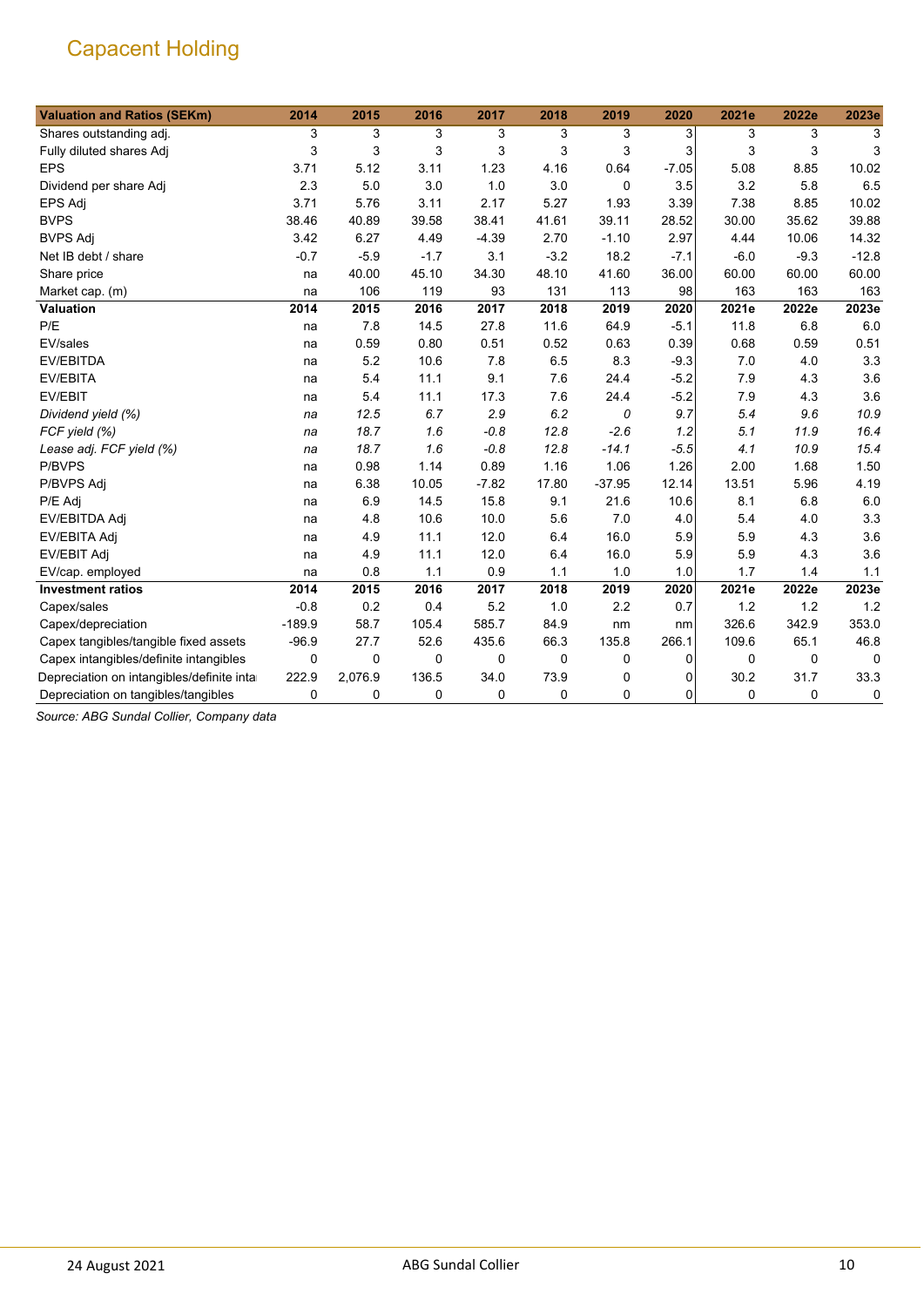# Capacent Holding

| Valuation and Ratios (SEKm) | 2014 | 2015 | 2016 | 2017 | 2018 | 2019 | 2020 | 2021e | 2022e | 2023e |
|---|---|---|---|---|---|---|---|---|---|---|
| Shares outstanding adj. | 3 | 3 | 3 | 3 | 3 | 3 | 3 | 3 | 3 | 3 |
| Fully diluted shares Adj | 3 | 3 | 3 | 3 | 3 | 3 | 3 | 3 | 3 | 3 |
| EPS | 3.71 | 5.12 | 3.11 | 1.23 | 4.16 | 0.64 | -7.05 | 5.08 | 8.85 | 10.02 |
| Dividend per share Adj | 2.3 | 5.0 | 3.0 | 1.0 | 3.0 | 0 | 3.5 | 3.2 | 5.8 | 6.5 |
| EPS Adj | 3.71 | 5.76 | 3.11 | 2.17 | 5.27 | 1.93 | 3.39 | 7.38 | 8.85 | 10.02 |
| BVPS | 38.46 | 40.89 | 39.58 | 38.41 | 41.61 | 39.11 | 28.52 | 30.00 | 35.62 | 39.88 |
| BVPS Adj | 3.42 | 6.27 | 4.49 | -4.39 | 2.70 | -1.10 | 2.97 | 4.44 | 10.06 | 14.32 |
| Net IB debt / share | -0.7 | -5.9 | -1.7 | 3.1 | -3.2 | 18.2 | -7.1 | -6.0 | -9.3 | -12.8 |
| Share price | na | 40.00 | 45.10 | 34.30 | 48.10 | 41.60 | 36.00 | 60.00 | 60.00 | 60.00 |
| Market cap. (m) | na | 106 | 119 | 93 | 131 | 113 | 98 | 163 | 163 | 163 |
| **Valuation** | **2014** | **2015** | **2016** | **2017** | **2018** | **2019** | **2020** | **2021e** | **2022e** | **2023e** |
| P/E | na | 7.8 | 14.5 | 27.8 | 11.6 | 64.9 | -5.1 | 11.8 | 6.8 | 6.0 |
| EV/sales | na | 0.59 | 0.80 | 0.51 | 0.52 | 0.63 | 0.39 | 0.68 | 0.59 | 0.51 |
| EV/EBITDA | na | 5.2 | 10.6 | 7.8 | 6.5 | 8.3 | -9.3 | 7.0 | 4.0 | 3.3 |
| EV/EBITA | na | 5.4 | 11.1 | 9.1 | 7.6 | 24.4 | -5.2 | 7.9 | 4.3 | 3.6 |
| EV/EBIT | na | 5.4 | 11.1 | 17.3 | 7.6 | 24.4 | -5.2 | 7.9 | 4.3 | 3.6 |
| *Dividend yield (%)* | *na* | *12.5* | *6.7* | *2.9* | *6.2* | *0* | *9.7* | *5.4* | *9.6* | *10.9* |
| *FCF yield (%)* | *na* | *18.7* | *1.6* | *-0.8* | *12.8* | *-2.6* | *1.2* | *5.1* | *11.9* | *16.4* |
| *Lease adj. FCF yield (%)* | *na* | *18.7* | *1.6* | *-0.8* | *12.8* | *-14.1* | *-5.5* | *4.1* | *10.9* | *15.4* |
| P/BVPS | na | 0.98 | 1.14 | 0.89 | 1.16 | 1.06 | 1.26 | 2.00 | 1.68 | 1.50 |
| P/BVPS Adj | na | 6.38 | 10.05 | -7.82 | 17.80 | -37.95 | 12.14 | 13.51 | 5.96 | 4.19 |
| P/E Adj | na | 6.9 | 14.5 | 15.8 | 9.1 | 21.6 | 10.6 | 8.1 | 6.8 | 6.0 |
| EV/EBITDA Adj | na | 4.8 | 10.6 | 10.0 | 5.6 | 7.0 | 4.0 | 5.4 | 4.0 | 3.3 |
| EV/EBITA Adj | na | 4.9 | 11.1 | 12.0 | 6.4 | 16.0 | 5.9 | 5.9 | 4.3 | 3.6 |
| EV/EBIT Adj | na | 4.9 | 11.1 | 12.0 | 6.4 | 16.0 | 5.9 | 5.9 | 4.3 | 3.6 |
| EV/cap. employed | na | 0.8 | 1.1 | 0.9 | 1.1 | 1.0 | 1.0 | 1.7 | 1.4 | 1.1 |
| **Investment ratios** | **2014** | **2015** | **2016** | **2017** | **2018** | **2019** | **2020** | **2021e** | **2022e** | **2023e** |
| Capex/sales | -0.8 | 0.2 | 0.4 | 5.2 | 1.0 | 2.2 | 0.7 | 1.2 | 1.2 | 1.2 |
| Capex/depreciation | -189.9 | 58.7 | 105.4 | 585.7 | 84.9 | nm | nm | 326.6 | 342.9 | 353.0 |
| Capex tangibles/tangible fixed assets | -96.9 | 27.7 | 52.6 | 435.6 | 66.3 | 135.8 | 266.1 | 109.6 | 65.1 | 46.8 |
| Capex intangibles/definite intangibles | 0 | 0 | 0 | 0 | 0 | 0 | 0 | 0 | 0 | 0 |
| Depreciation on intangibles/definite inta | 222.9 | 2,076.9 | 136.5 | 34.0 | 73.9 | 0 | 0 | 30.2 | 31.7 | 33.3 |
| Depreciation on tangibles/tangibles | 0 | 0 | 0 | 0 | 0 | 0 | 0 | 0 | 0 | 0 |

*Source: ABG Sundal Collier, Company data*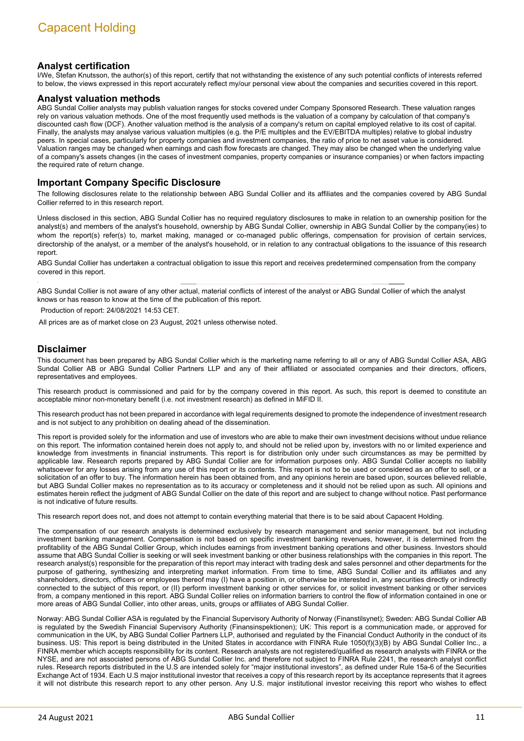## Analyst certification

I/We, Stefan Knutsson, the author(s) of this report, certify that not withstanding the existence of any such potential conflicts of interests referred to below, the views expressed in this report accurately reflect my/our personal view about the companies and securities covered in this report.

## Analyst valuation methods

ABG Sundal Collier analysts may publish valuation ranges for stocks covered under Company Sponsored Research. These valuation ranges rely on various valuation methods. One of the most frequently used methods is the valuation of a company by calculation of that company's discounted cash flow (DCF). Another valuation method is the analysis of a company's return on capital employed relative to its cost of capital. Finally, the analysts may analyse various valuation multiples (e.g. the P/E multiples and the EV/EBITDA multiples) relative to global industry peers. In special cases, particularly for property companies and investment companies, the ratio of price to net asset value is considered. Valuation ranges may be changed when earnings and cash flow forecasts are changed. They may also be changed when the underlying value of a company's assets changes (in the cases of investment companies, property companies or insurance companies) or when factors impacting the required rate of return change.

## Important Company Specific Disclosure

The following disclosures relate to the relationship between ABG Sundal Collier and its affiliates and the companies covered by ABG Sundal Collier referred to in this research report.

Unless disclosed in this section, ABG Sundal Collier has no required regulatory disclosures to make in relation to an ownership position for the analyst(s) and members of the analyst's household, ownership by ABG Sundal Collier, ownership in ABG Sundal Collier by the company(ies) to whom the report(s) refer(s) to, market making, managed or co-managed public offerings, compensation for provision of certain services, directorship of the analyst, or a member of the analyst's household, or in relation to any contractual obligations to the issuance of this research report.

ABG Sundal Collier has undertaken a contractual obligation to issue this report and receives predetermined compensation from the company covered in this report.

ABG Sundal Collier is not aware of any other actual, material conflicts of interest of the analyst or ABG Sundal Collier of which the analyst knows or has reason to know at the time of the publication of this report.

Production of report: 24/08/2021 14:53 CET.

All prices are as of market close on 23 August, 2021 unless otherwise noted.

## Disclaimer

This document has been prepared by ABG Sundal Collier which is the marketing name referring to all or any of ABG Sundal Collier ASA, ABG Sundal Collier AB or ABG Sundal Collier Partners LLP and any of their affiliated or associated companies and their directors, officers, representatives and employees.

This research product is commissioned and paid for by the company covered in this report. As such, this report is deemed to constitute an acceptable minor non-monetary benefit (i.e. not investment research) as defined in MiFID II.

This research product has not been prepared in accordance with legal requirements designed to promote the independence of investment research and is not subject to any prohibition on dealing ahead of the dissemination.

This report is provided solely for the information and use of investors who are able to make their own investment decisions without undue reliance on this report. The information contained herein does not apply to, and should not be relied upon by, investors with no or limited experience and knowledge from investments in financial instruments. This report is for distribution only under such circumstances as may be permitted by applicable law. Research reports prepared by ABG Sundal Collier are for information purposes only. ABG Sundal Collier accepts no liability whatsoever for any losses arising from any use of this report or its contents. This report is not to be used or considered as an offer to sell, or a solicitation of an offer to buy. The information herein has been obtained from, and any opinions herein are based upon, sources believed reliable, but ABG Sundal Collier makes no representation as to its accuracy or completeness and it should not be relied upon as such. All opinions and estimates herein reflect the judgment of ABG Sundal Collier on the date of this report and are subject to change without notice. Past performance is not indicative of future results.

This research report does not, and does not attempt to contain everything material that there is to be said about Capacent Holding.

The compensation of our research analysts is determined exclusively by research management and senior management, but not including investment banking management. Compensation is not based on specific investment banking revenues, however, it is determined from the profitability of the ABG Sundal Collier Group, which includes earnings from investment banking operations and other business. Investors should assume that ABG Sundal Collier is seeking or will seek investment banking or other business relationships with the companies in this report. The research analyst(s) responsible for the preparation of this report may interact with trading desk and sales personnel and other departments for the purpose of gathering, synthesizing and interpreting market information. From time to time, ABG Sundal Collier and its affiliates and any shareholders, directors, officers or employees thereof may (I) have a position in, or otherwise be interested in, any securities directly or indirectly connected to the subject of this report, or (II) perform investment banking or other services for, or solicit investment banking or other services from, a company mentioned in this report. ABG Sundal Collier relies on information barriers to control the flow of information contained in one or more areas of ABG Sundal Collier, into other areas, units, groups or affiliates of ABG Sundal Collier.

Norway: ABG Sundal Collier ASA is regulated by the Financial Supervisory Authority of Norway (Finanstilsynet); Sweden: ABG Sundal Collier AB is regulated by the Swedish Financial Supervisory Authority (Finansinspektionen); UK: This report is a communication made, or approved for communication in the UK, by ABG Sundal Collier Partners LLP, authorised and regulated by the Financial Conduct Authority in the conduct of its business. US: This report is being distributed in the United States in accordance with FINRA Rule 1050(f)(3)(B) by ABG Sundal Collier Inc., a FINRA member which accepts responsibility for its content. Research analysts are not registered/qualified as research analysts with FINRA or the NYSE, and are not associated persons of ABG Sundal Collier Inc. and therefore not subject to FINRA Rule 2241, the research analyst conflict rules. Research reports distributed in the U.S are intended solely for "major institutional investors", as defined under Rule 15a-6 of the Securities Exchange Act of 1934. Each U.S major institutional investor that receives a copy of this research report by its acceptance represents that it agrees it will not distribute this research report to any other person. Any U.S. major institutional investor receiving this report who wishes to effect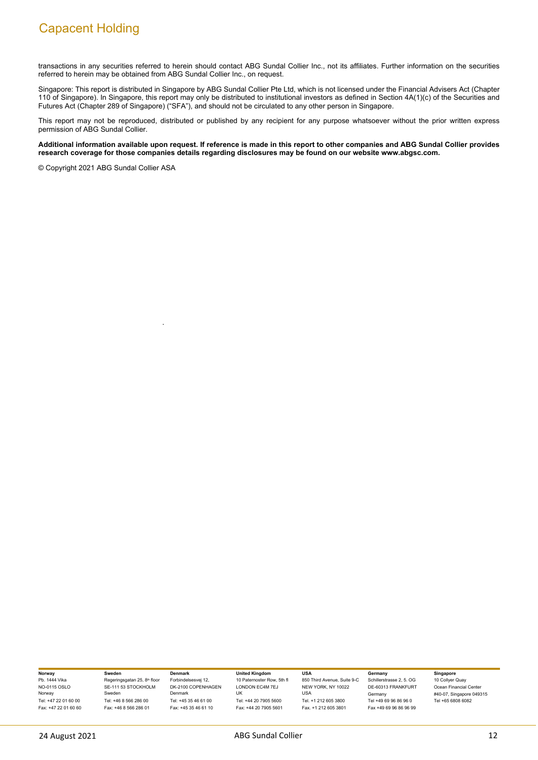transactions in any securities referred to herein should contact ABG Sundal Collier Inc., not its affiliates. Further information on the securities referred to herein may be obtained from ABG Sundal Collier Inc., on request.

Singapore: This report is distributed in Singapore by ABG Sundal Collier Pte Ltd, which is not licensed under the Financial Advisers Act (Chapter 110 of Singapore). In Singapore, this report may only be distributed to institutional investors as defined in Section 4A(1)(c) of the Securities and Futures Act (Chapter 289 of Singapore) ("SFA"), and should not be circulated to any other person in Singapore.

This report may not be reproduced, distributed or published by any recipient for any purpose whatsoever without the prior written express permission of ABG Sundal Collier.

**Additional information available upon request. If reference is made in this report to other companies and ABG Sundal Collier provides research coverage for those companies details regarding disclosures may be found on our website www.abgsc.com.**

© Copyright 2021 ABG Sundal Collier ASA

| Norway | Sweden | Denmark | United Kingdom | USA | Germany | Singapore |
|---|---|---|---|---|---|---|
| Pb. 1444 Vika | Regeringsgatan 25, 8th floor | Forbindelsesvej 12, | 10 Paternoster Row, 5th fl | 850 Third Avenue, Suite 9-C | Schillerstrasse 2, 5. OG | 10 Collyer Quay |
| NO-0115 OSLO | SE-111 53 STOCKHOLM | DK-2100 COPENHAGEN | LONDON EC4M 7EJ | NEW YORK, NY 10022 | DE-60313 FRANKFURT | Ocean Financial Center |
| Norway | Sweden | Denmark | UK | USA | Germany | #40-07, Singapore 049315 |
| Tel: +47 22 01 60 00 | Tel: +46 8 566 286 00 | Tel: +45 35 46 61 00 | Tel: +44 20 7905 5600 | Tel. +1 212 605 3800 | Tel +49 69 96 86 96 0 | Tel +65 6808 6082 |
| Fax: +47 22 01 60 60 | Fax: +46 8 566 286 01 | Fax: +45 35 46 61 10 | Fax: +44 20 7905 5601 | Fax. +1 212 605 3801 | Fax +49 69 96 86 96 99 | |